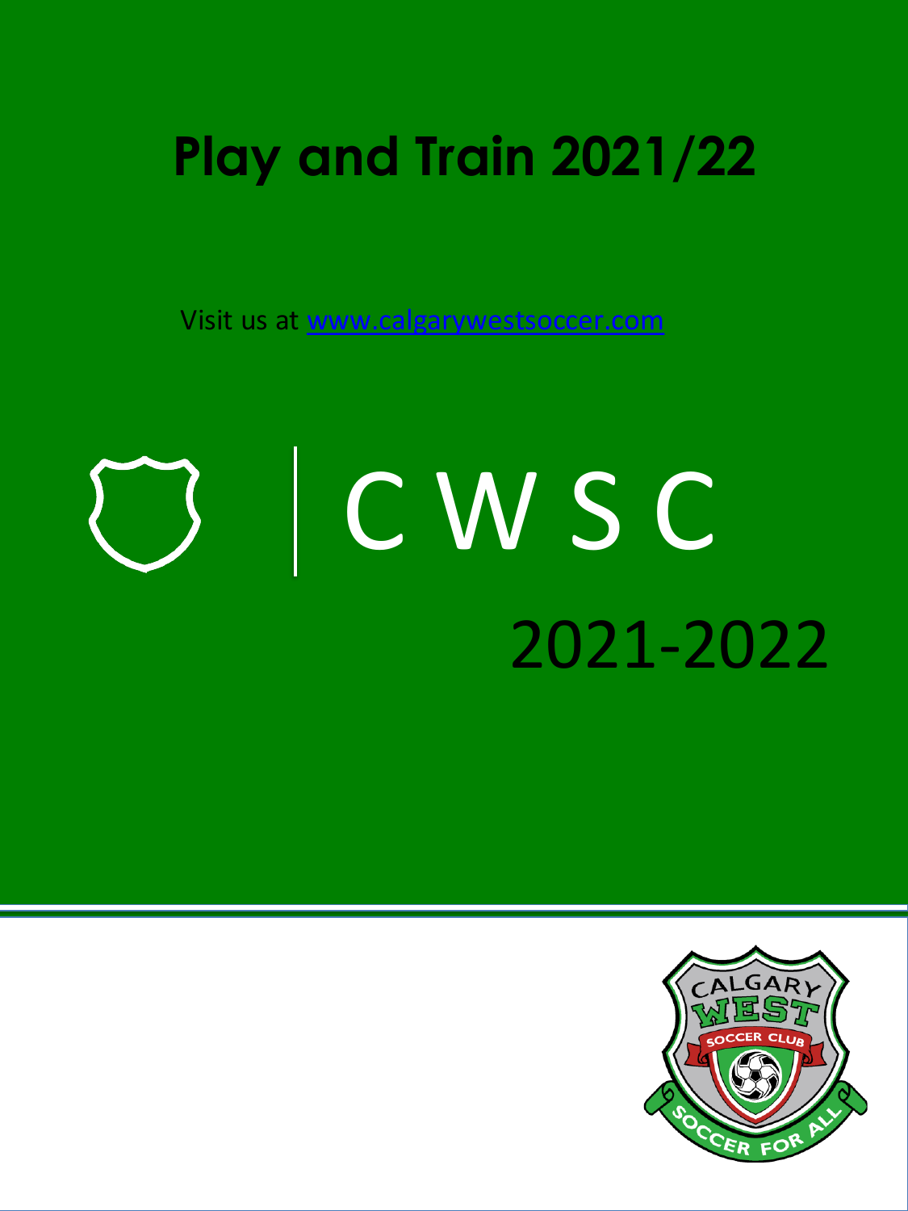# Play and Train 2021/22

Visit us at [www.calgarywestsoccer.com](http://www.calgarywestsoccer.com)

CWSC

2021-2022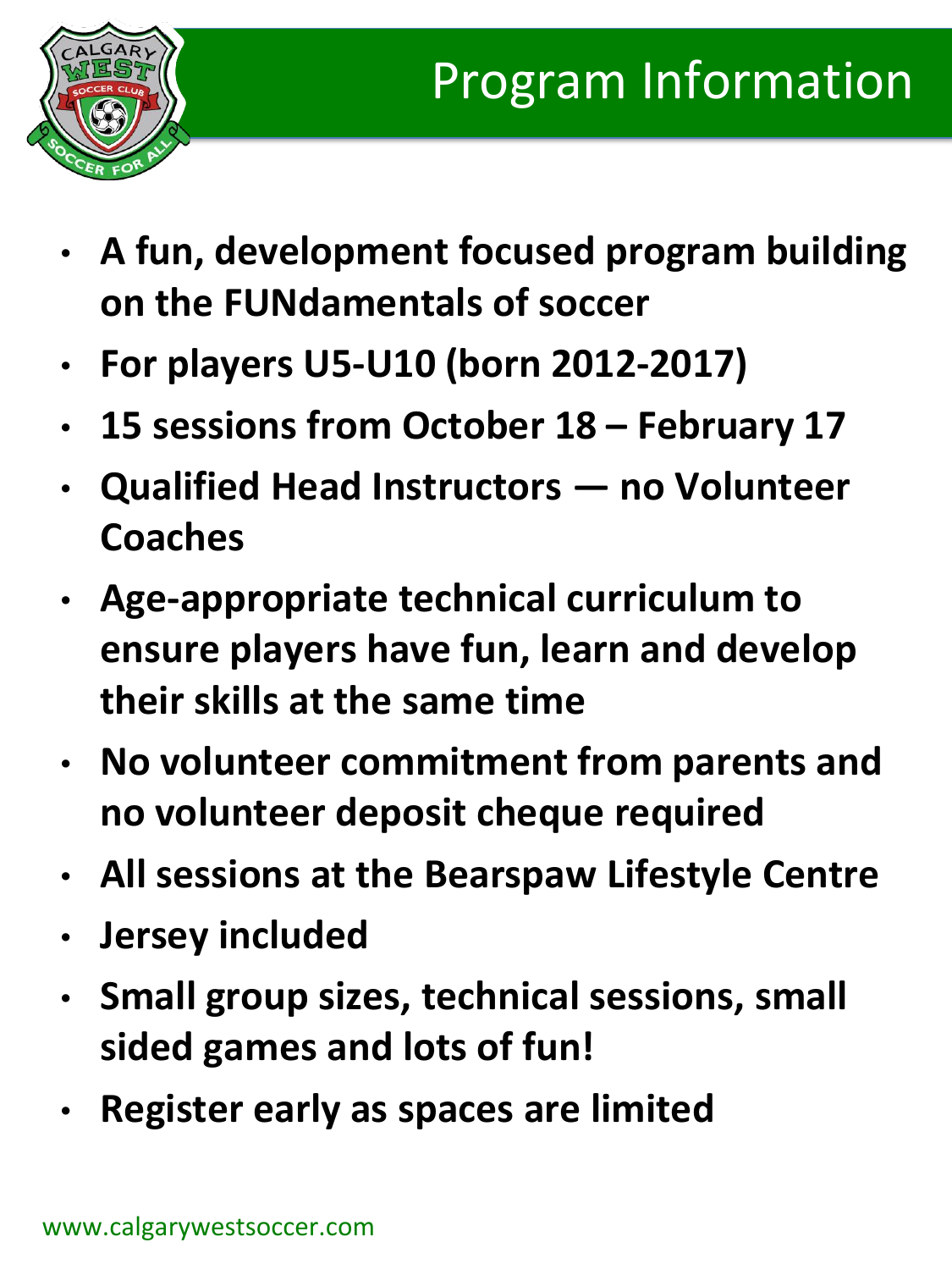# Program Information

- **A fun, development focused program building on the FUNdamentals of soccer**
- **For players U5-U10 (born 2012-2017)**
- **15 sessions from October 18 – February 17**
- **Qualified Head Instructors — no Volunteer Coaches**
- **Age-appropriate technical curriculum to ensure players have fun, learn and develop their skills at the same time**
- **No volunteer commitment from parents and no volunteer deposit cheque required**
- **All sessions at the Bearspaw Lifestyle Centre**
- **Jersey included**
- **Small group sizes, technical sessions, small sided games and lots of fun!**
- **Register early as spaces are limited**

www.calgarywestsoccer.com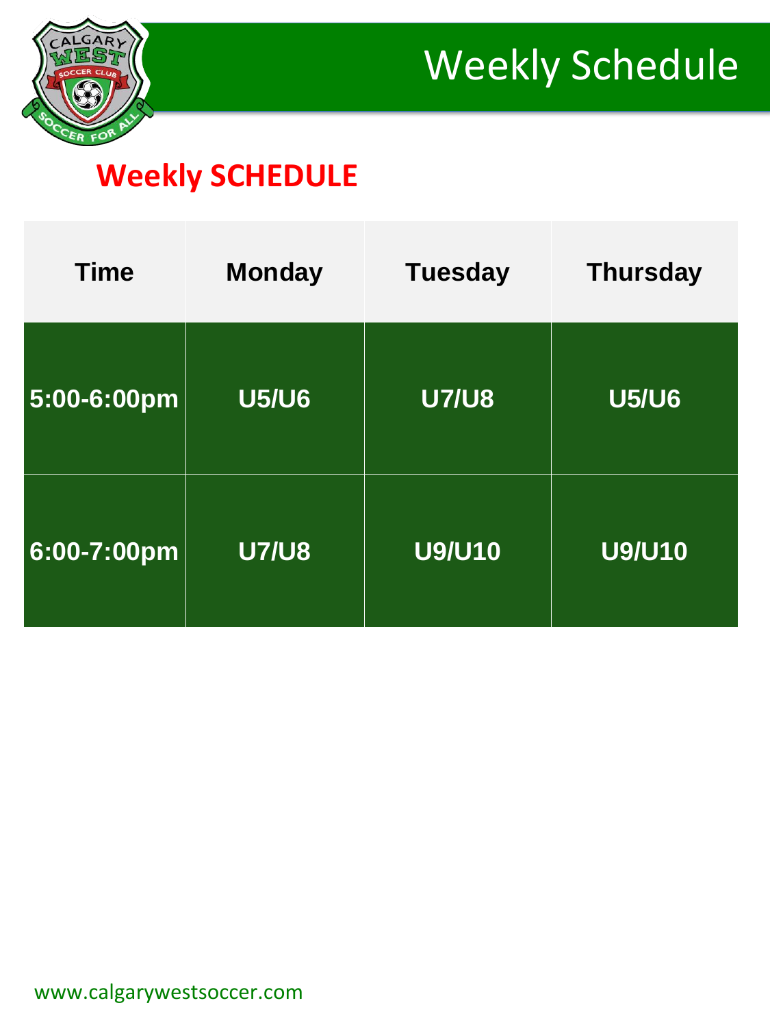# Weekly Schedule

## Weekly SCHEDULE

| Time | Monday | Tuesday | Thursday |
| --- | --- | --- | --- |
| 5:00-6:00pm | U5/U6 | U7/U8 | U5/U6 |
| 6:00-7:00pm | U7/U8 | U9/U10 | U9/U10 |

www.calgarywestsoccer.com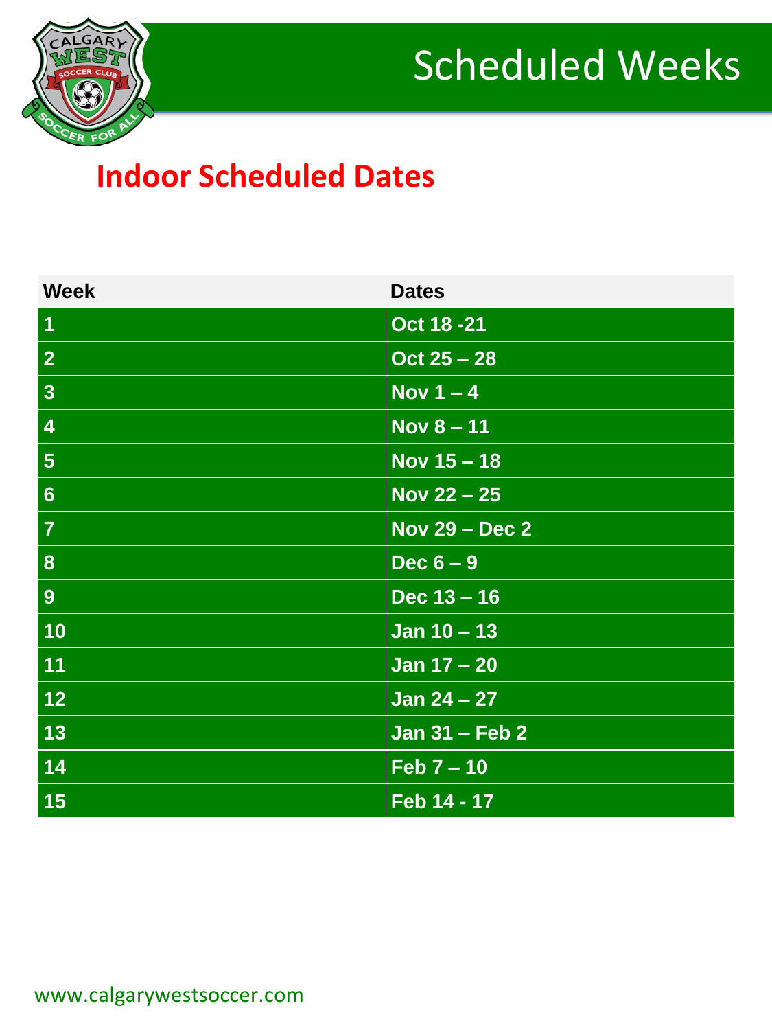# Scheduled Weeks

## Indoor Scheduled Dates

| Week | Dates |
|---|---|
| 1 | Oct 18 -21 |
| 2 | Oct 25 – 28 |
| 3 | Nov 1 – 4 |
| 4 | Nov 8 – 11 |
| 5 | Nov 15 – 18 |
| 6 | Nov 22 – 25 |
| 7 | Nov 29 – Dec 2 |
| 8 | Dec 6 – 9 |
| 9 | Dec 13 – 16 |
| 10 | Jan 10 – 13 |
| 11 | Jan 17 – 20 |
| 12 | Jan 24 – 27 |
| 13 | Jan 31 – Feb 2 |
| 14 | Feb 7 – 10 |
| 15 | Feb 14 - 17 |

www.calgarywestsoccer.com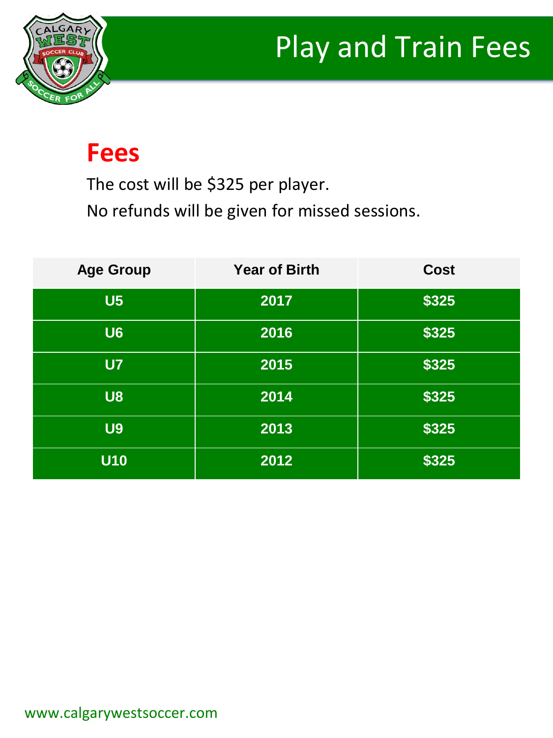# Play and Train Fees

## Fees

The cost will be $325 per player.

No refunds will be given for missed sessions.

| Age Group | Year of Birth | Cost |
|---|---|---|
| U5 | 2017 | $325 |
| U6 | 2016 | $325 |
| U7 | 2015 | $325 |
| U8 | 2014 | $325 |
| U9 | 2013 | $325 |
| U10 | 2012 | $325 |

www.calgarywestsoccer.com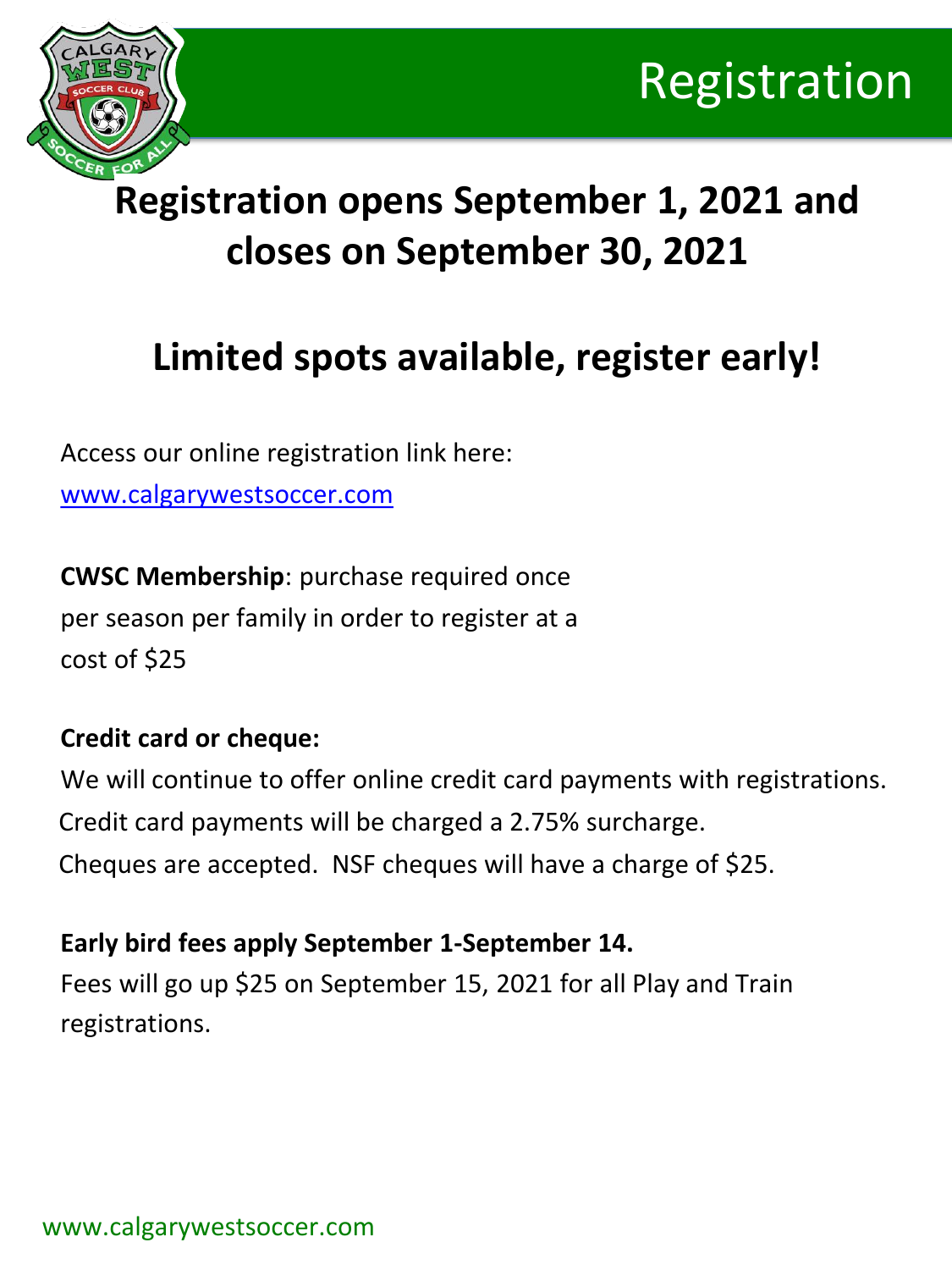# Registration

## Registration opens September 1, 2021 and closes on September 30, 2021

## Limited spots available, register early!

Access our online registration link here:
[www.calgarywestsoccer.com](http://www.calgarywestsoccer.com)

**CWSC Membership**: purchase required once per season per family in order to register at a cost of $25

**Credit card or cheque:**

We will continue to offer online credit card payments with registrations.
Credit card payments will be charged a 2.75% surcharge.
Cheques are accepted. NSF cheques will have a charge of $25.

**Early bird fees apply September 1-September 14.**

Fees will go up $25 on September 15, 2021 for all Play and Train registrations.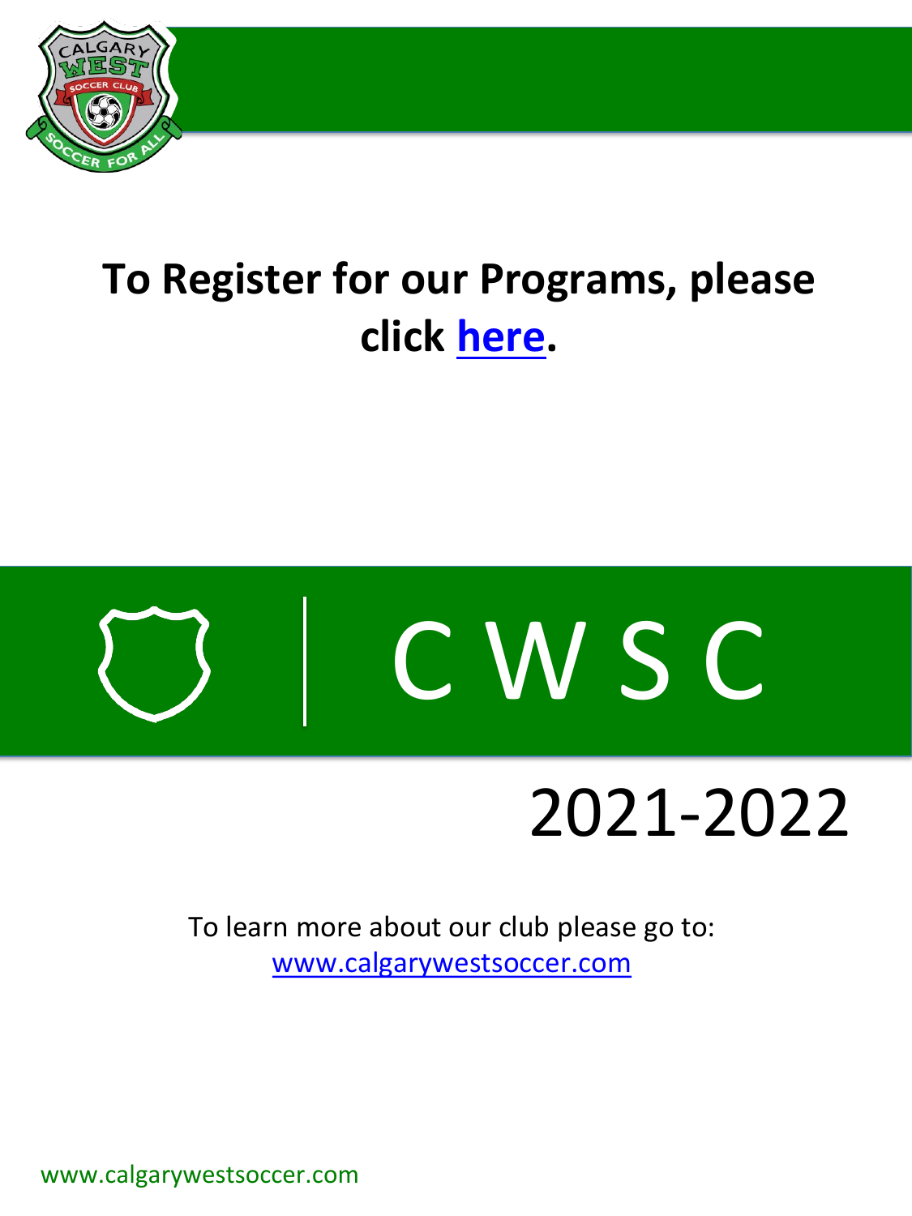# To Register for our Programs, please click here.

C W S C

2021-2022

To learn more about our club please go to:
www.calgarywestsoccer.com